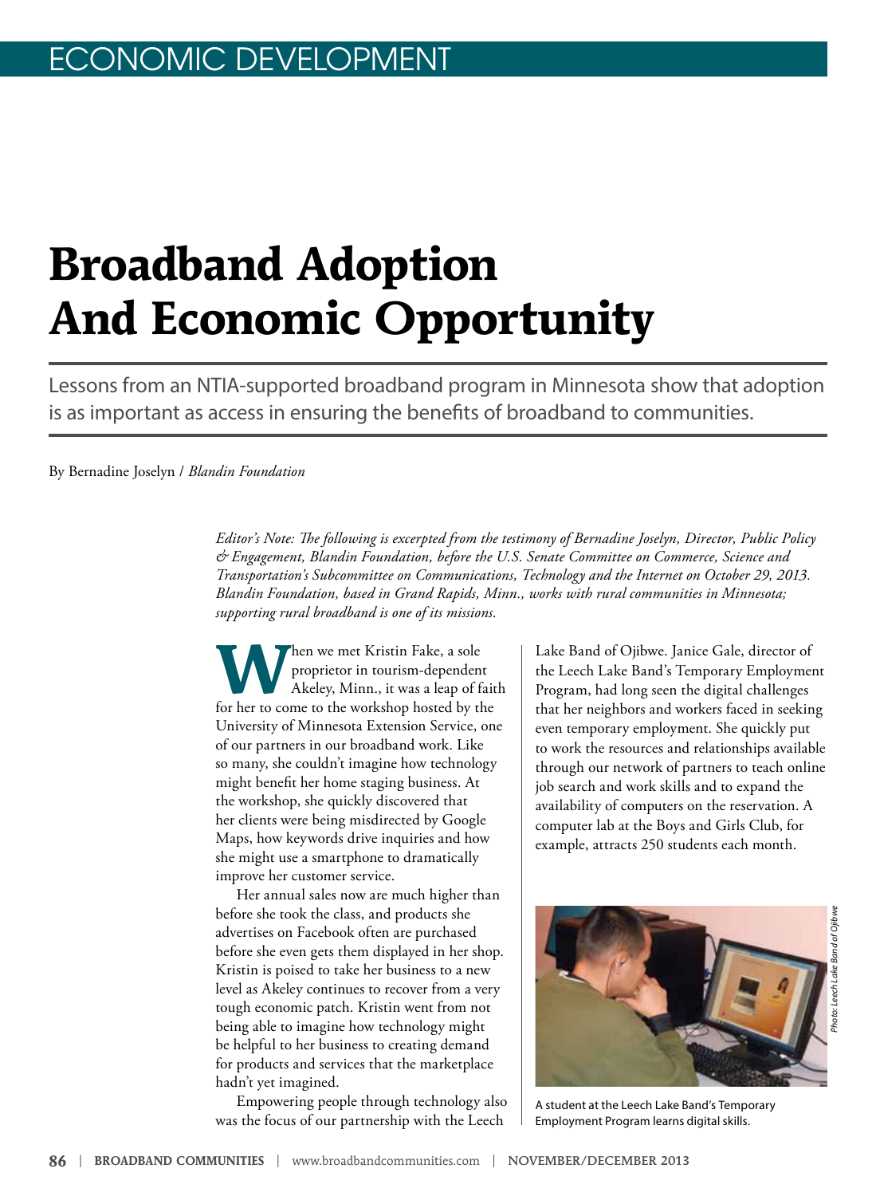ECONOMIC DEVELOPMENT

# Broadband Adoption And Economic Opportunity

Lessons from an NTIA-supported broadband program in Minnesota show that adoption is as important as access in ensuring the benefits of broadband to communities.

By Bernadine Joselyn / *Blandin Foundation*

*Editor's Note: The following is excerpted from the testimony of Bernadine Joselyn, Director, Public Policy & Engagement, Blandin Foundation, before the U.S. Senate Committee on Commerce, Science and Transportation's Subcommittee on Communications, Technology and the Internet on October 29, 2013. Blandin Foundation, based in Grand Rapids, Minn., works with rural communities in Minnesota; supporting rural broadband is one of its missions.*

When we met Kristin Fake, a sole proprietor in tourism-dependent Akeley, Minn., it was a leap of faith for her to come to the workshop hosted by the University of Minnesota Extension Service, one of our partners in our broadband work. Like so many, she couldn't imagine how technology might benefit her home staging business. At the workshop, she quickly discovered that her clients were being misdirected by Google Maps, how keywords drive inquiries and how she might use a smartphone to dramatically improve her customer service.

Her annual sales now are much higher than before she took the class, and products she advertises on Facebook often are purchased before she even gets them displayed in her shop. Kristin is poised to take her business to a new level as Akeley continues to recover from a very tough economic patch. Kristin went from not being able to imagine how technology might be helpful to her business to creating demand for products and services that the marketplace hadn't yet imagined.

Empowering people through technology also was the focus of our partnership with the Leech Lake Band of Ojibwe. Janice Gale, director of the Leech Lake Band's Temporary Employment Program, had long seen the digital challenges that her neighbors and workers faced in seeking even temporary employment. She quickly put to work the resources and relationships available through our network of partners to teach online job search and work skills and to expand the availability of computers on the reservation. A computer lab at the Boys and Girls Club, for example, attracts 250 students each month.

Photo: Leech Lake Band of Ojibwe

A student at the Leech Lake Band's Temporary Employment Program learns digital skills.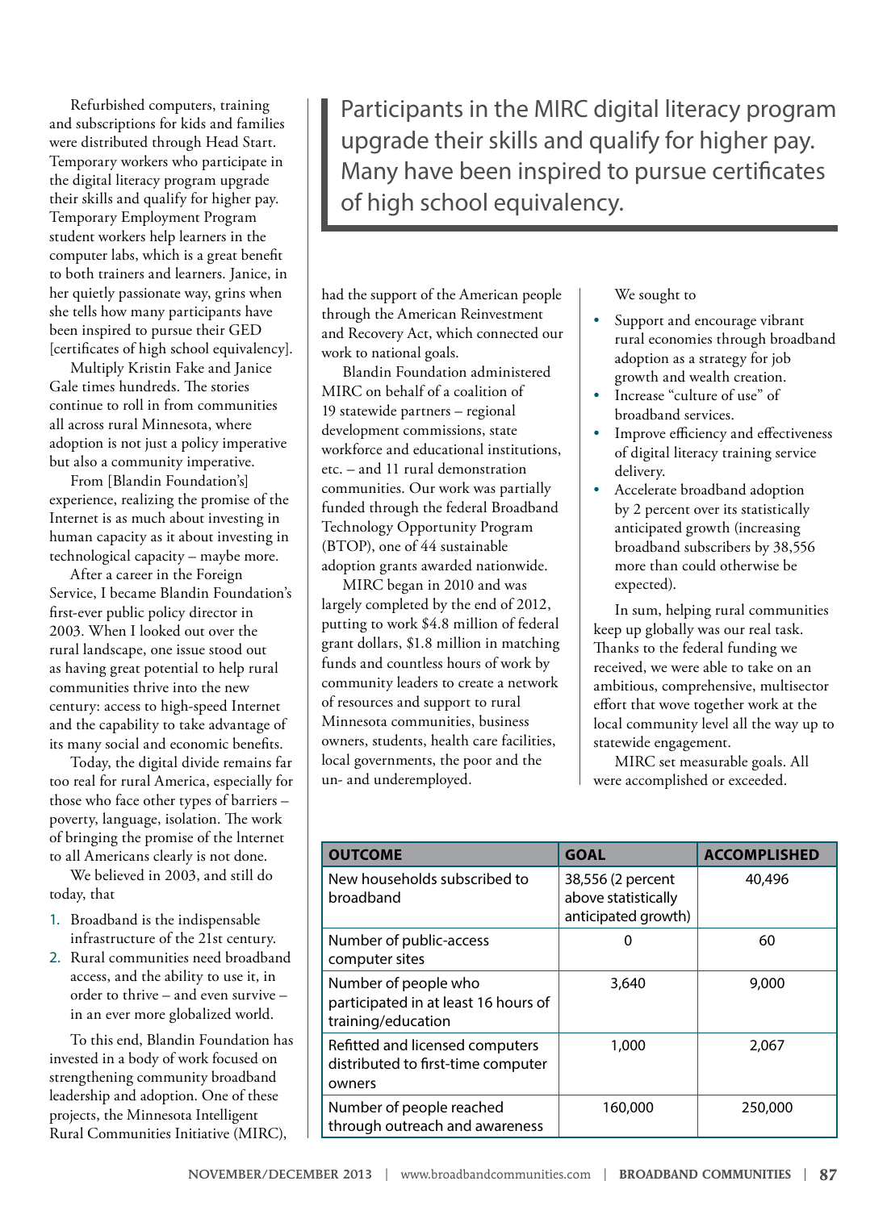Refurbished computers, training and subscriptions for kids and families were distributed through Head Start. Temporary workers who participate in the digital literacy program upgrade their skills and qualify for higher pay. Temporary Employment Program student workers help learners in the computer labs, which is a great benefit to both trainers and learners. Janice, in her quietly passionate way, grins when she tells how many participants have been inspired to pursue their GED [certificates of high school equivalency].

Multiply Kristin Fake and Janice Gale times hundreds. The stories continue to roll in from communities all across rural Minnesota, where adoption is not just a policy imperative but also a community imperative.

From [Blandin Foundation's] experience, realizing the promise of the Internet is as much about investing in human capacity as it about investing in technological capacity – maybe more.

After a career in the Foreign Service, I became Blandin Foundation's first-ever public policy director in 2003. When I looked out over the rural landscape, one issue stood out as having great potential to help rural communities thrive into the new century: access to high-speed Internet and the capability to take advantage of its many social and economic benefits.

Today, the digital divide remains far too real for rural America, especially for those who face other types of barriers – poverty, language, isolation. The work of bringing the promise of the lnternet to all Americans clearly is not done.

We believed in 2003, and still do today, that

1. Broadband is the indispensable infrastructure of the 21st century.
2. Rural communities need broadband access, and the ability to use it, in order to thrive – and even survive – in an ever more globalized world.

To this end, Blandin Foundation has invested in a body of work focused on strengthening community broadband leadership and adoption. One of these projects, the Minnesota Intelligent Rural Communities Initiative (MIRC), had the support of the American people through the American Reinvestment and Recovery Act, which connected our work to national goals.

> Participants in the MIRC digital literacy program upgrade their skills and qualify for higher pay. Many have been inspired to pursue certificates of high school equivalency.

Blandin Foundation administered MIRC on behalf of a coalition of 19 statewide partners – regional development commissions, state workforce and educational institutions, etc. – and 11 rural demonstration communities. Our work was partially funded through the federal Broadband Technology Opportunity Program (BTOP), one of 44 sustainable adoption grants awarded nationwide.

MIRC began in 2010 and was largely completed by the end of 2012, putting to work $4.8 million of federal grant dollars, $1.8 million in matching funds and countless hours of work by community leaders to create a network of resources and support to rural Minnesota communities, business owners, students, health care facilities, local governments, the poor and the un- and underemployed.

We sought to

- Support and encourage vibrant rural economies through broadband adoption as a strategy for job growth and wealth creation.
- Increase "culture of use" of broadband services.
- Improve efficiency and effectiveness of digital literacy training service delivery.
- Accelerate broadband adoption by 2 percent over its statistically anticipated growth (increasing broadband subscribers by 38,556 more than could otherwise be expected).

In sum, helping rural communities keep up globally was our real task. Thanks to the federal funding we received, we were able to take on an ambitious, comprehensive, multisector effort that wove together work at the local community level all the way up to statewide engagement.

MIRC set measurable goals. All were accomplished or exceeded.

| OUTCOME | GOAL | ACCOMPLISHED |
|---|---|---|
| New households subscribed to broadband | 38,556 (2 percent above statistically anticipated growth) | 40,496 |
| Number of public-access computer sites | 0 | 60 |
| Number of people who participated in at least 16 hours of training/education | 3,640 | 9,000 |
| Refitted and licensed computers distributed to first-time computer owners | 1,000 | 2,067 |
| Number of people reached through outreach and awareness | 160,000 | 250,000 |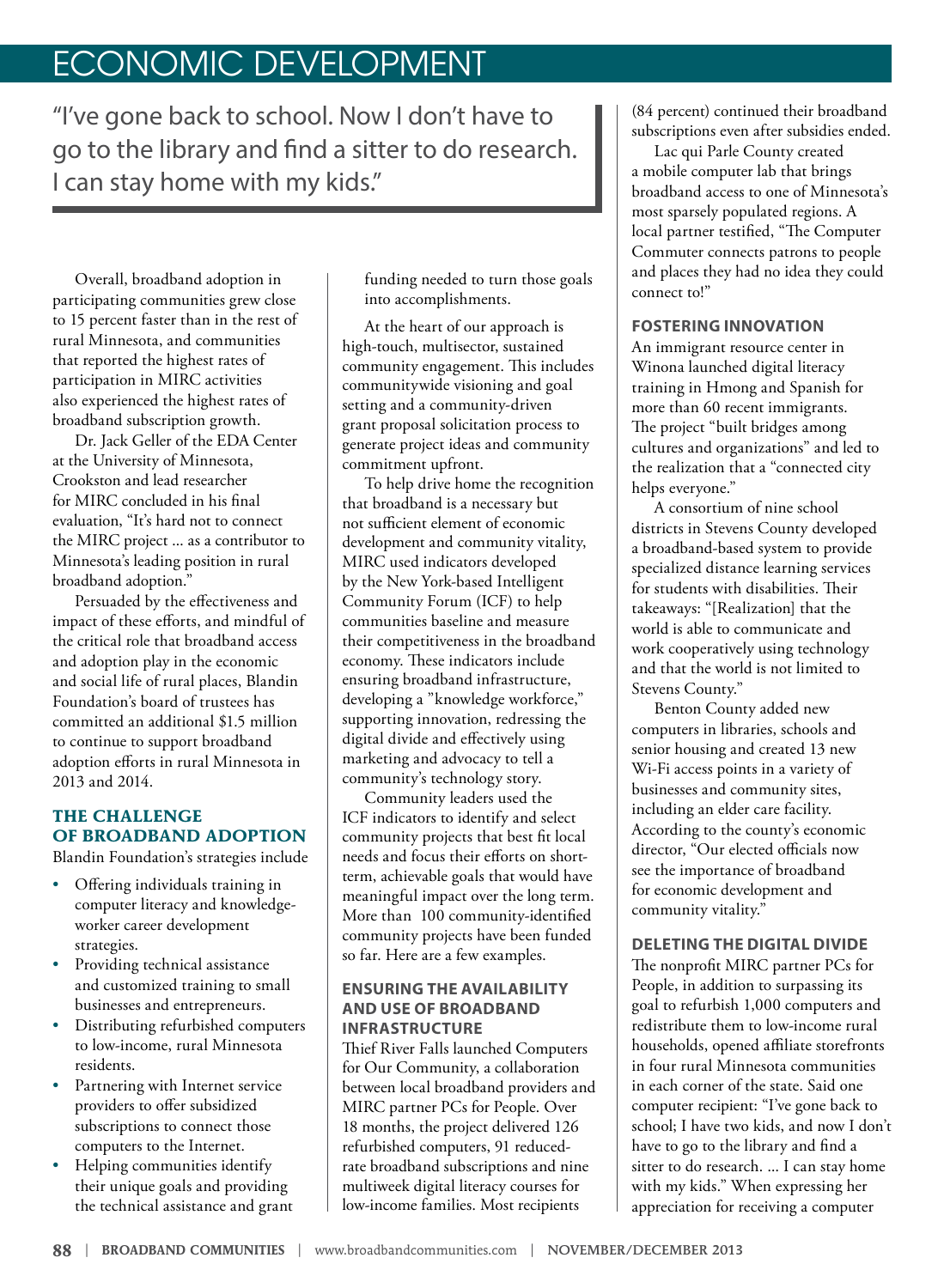# ECONOMIC DEVELOPMENT

> "I've gone back to school. Now I don't have to go to the library and find a sitter to do research. I can stay home with my kids."

Overall, broadband adoption in participating communities grew close to 15 percent faster than in the rest of rural Minnesota, and communities that reported the highest rates of participation in MIRC activities also experienced the highest rates of broadband subscription growth.

Dr. Jack Geller of the EDA Center at the University of Minnesota, Crookston and lead researcher for MIRC concluded in his final evaluation, "It's hard not to connect the MIRC project … as a contributor to Minnesota's leading position in rural broadband adoption."

Persuaded by the effectiveness and impact of these efforts, and mindful of the critical role that broadband access and adoption play in the economic and social life of rural places, Blandin Foundation's board of trustees has committed an additional $1.5 million to continue to support broadband adoption efforts in rural Minnesota in 2013 and 2014.

## THE CHALLENGE OF BROADBAND ADOPTION

Blandin Foundation's strategies include

- Offering individuals training in computer literacy and knowledge-worker career development strategies.
- Providing technical assistance and customized training to small businesses and entrepreneurs.
- Distributing refurbished computers to low-income, rural Minnesota residents.
- Partnering with Internet service providers to offer subsidized subscriptions to connect those computers to the Internet.
- Helping communities identify their unique goals and providing the technical assistance and grant funding needed to turn those goals into accomplishments.

At the heart of our approach is high-touch, multisector, sustained community engagement. This includes communitywide visioning and goal setting and a community-driven grant proposal solicitation process to generate project ideas and community commitment upfront.

To help drive home the recognition that broadband is a necessary but not sufficient element of economic development and community vitality, MIRC used indicators developed by the New York-based Intelligent Community Forum (ICF) to help communities baseline and measure their competitiveness in the broadband economy. These indicators include ensuring broadband infrastructure, developing a "knowledge workforce," supporting innovation, redressing the digital divide and effectively using marketing and advocacy to tell a community's technology story.

Community leaders used the ICF indicators to identify and select community projects that best fit local needs and focus their efforts on short-term, achievable goals that would have meaningful impact over the long term. More than 100 community-identified community projects have been funded so far. Here are a few examples.

### ENSURING THE AVAILABILITY AND USE OF BROADBAND INFRASTRUCTURE

Thief River Falls launched Computers for Our Community, a collaboration between local broadband providers and MIRC partner PCs for People. Over 18 months, the project delivered 126 refurbished computers, 91 reduced-rate broadband subscriptions and nine multiweek digital literacy courses for low-income families. Most recipients (84 percent) continued their broadband subscriptions even after subsidies ended.

Lac qui Parle County created a mobile computer lab that brings broadband access to one of Minnesota's most sparsely populated regions. A local partner testified, "The Computer Commuter connects patrons to people and places they had no idea they could connect to!"

### FOSTERING INNOVATION

An immigrant resource center in Winona launched digital literacy training in Hmong and Spanish for more than 60 recent immigrants. The project "built bridges among cultures and organizations" and led to the realization that a "connected city helps everyone."

A consortium of nine school districts in Stevens County developed a broadband-based system to provide specialized distance learning services for students with disabilities. Their takeaways: "[Realization] that the world is able to communicate and work cooperatively using technology and that the world is not limited to Stevens County."

Benton County added new computers in libraries, schools and senior housing and created 13 new Wi-Fi access points in a variety of businesses and community sites, including an elder care facility. According to the county's economic director, "Our elected officials now see the importance of broadband for economic development and community vitality."

### DELETING THE DIGITAL DIVIDE

The nonprofit MIRC partner PCs for People, in addition to surpassing its goal to refurbish 1,000 computers and redistribute them to low-income rural households, opened affiliate storefronts in four rural Minnesota communities in each corner of the state. Said one computer recipient: "I've gone back to school; I have two kids, and now I don't have to go to the library and find a sitter to do research. … I can stay home with my kids." When expressing her appreciation for receiving a computer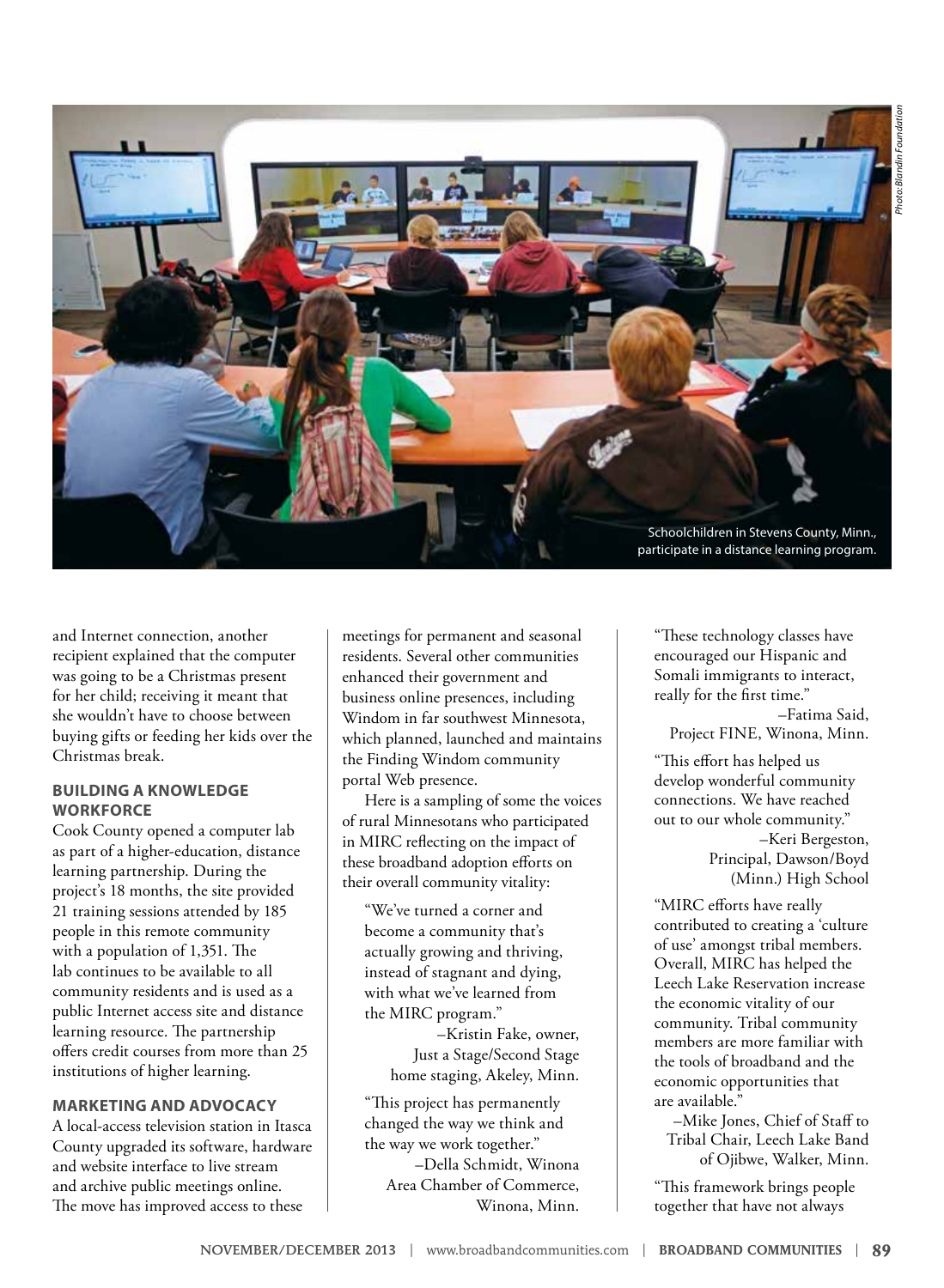Schoolchildren in Stevens County, Minn., participate in a distance learning program.

and Internet connection, another recipient explained that the computer was going to be a Christmas present for her child; receiving it meant that she wouldn't have to choose between buying gifts or feeding her kids over the Christmas break.

### BUILDING A KNOWLEDGE WORKFORCE

Cook County opened a computer lab as part of a higher-education, distance learning partnership. During the project's 18 months, the site provided 21 training sessions attended by 185 people in this remote community with a population of 1,351. The lab continues to be available to all community residents and is used as a public Internet access site and distance learning resource. The partnership offers credit courses from more than 25 institutions of higher learning.

### MARKETING AND ADVOCACY

A local-access television station in Itasca County upgraded its software, hardware and website interface to live stream and archive public meetings online. The move has improved access to these meetings for permanent and seasonal residents. Several other communities enhanced their government and business online presences, including Windom in far southwest Minnesota, which planned, launched and maintains the Finding Windom community portal Web presence.

Here is a sampling of some the voices of rural Minnesotans who participated in MIRC reflecting on the impact of these broadband adoption efforts on their overall community vitality:

> "We've turned a corner and become a community that's actually growing and thriving, instead of stagnant and dying, with what we've learned from the MIRC program."
>
> –Kristin Fake, owner, Just a Stage/Second Stage home staging, Akeley, Minn.

> "This project has permanently changed the way we think and the way we work together."
>
> –Della Schmidt, Winona Area Chamber of Commerce, Winona, Minn.

> "These technology classes have encouraged our Hispanic and Somali immigrants to interact, really for the first time."
>
> –Fatima Said, Project FINE, Winona, Minn.

> "This effort has helped us develop wonderful community connections. We have reached out to our whole community."
>
> –Keri Bergeston, Principal, Dawson/Boyd (Minn.) High School

> "MIRC efforts have really contributed to creating a 'culture of use' amongst tribal members. Overall, MIRC has helped the Leech Lake Reservation increase the economic vitality of our community. Tribal community members are more familiar with the tools of broadband and the economic opportunities that are available."
>
> –Mike Jones, Chief of Staff to Tribal Chair, Leech Lake Band of Ojibwe, Walker, Minn.

> "This framework brings people together that have not always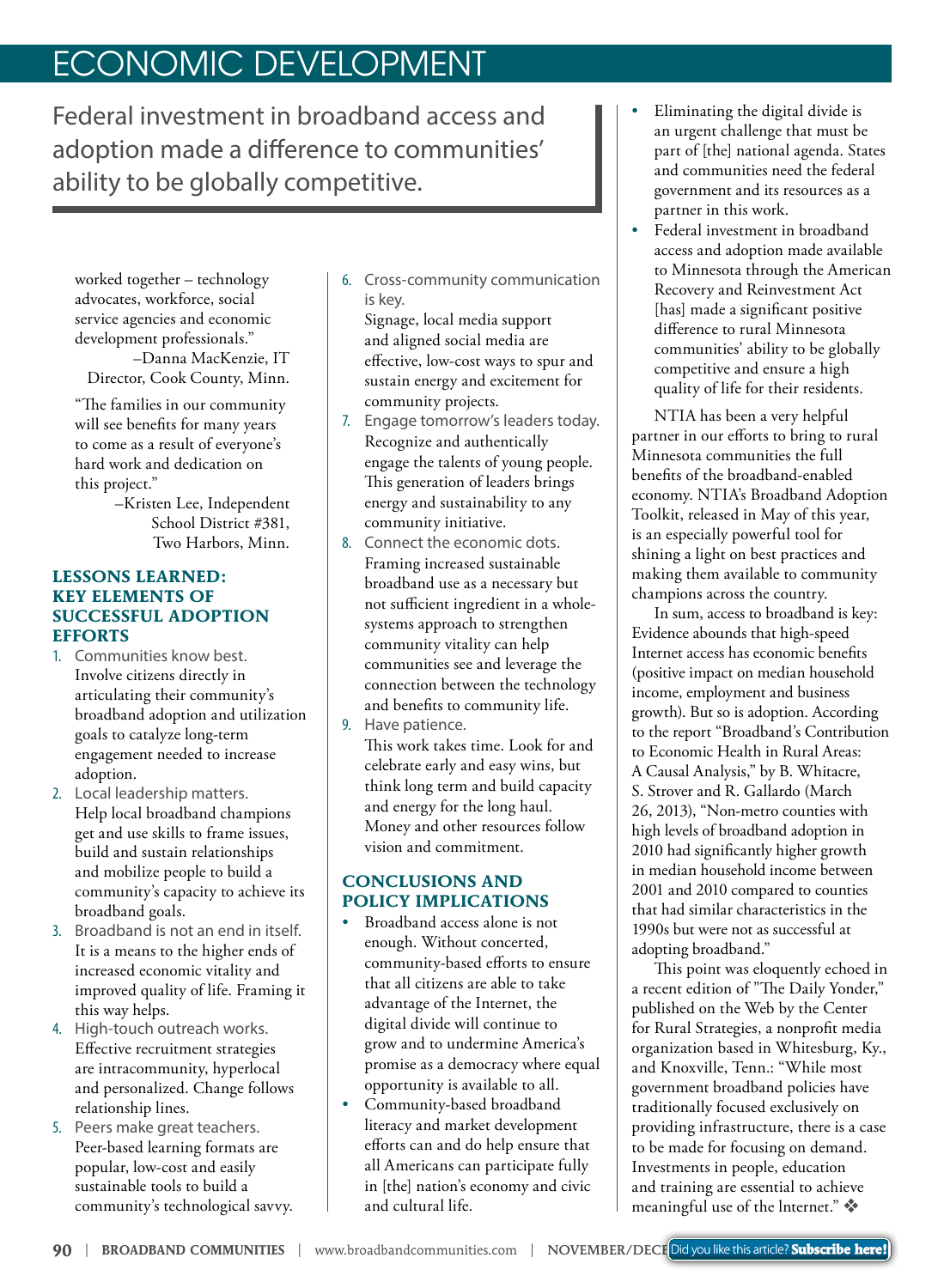# ECONOMIC DEVELOPMENT

> Federal investment in broadband access and adoption made a difference to communities' ability to be globally competitive.

worked together – technology advocates, workforce, social service agencies and economic development professionals."

–Danna MacKenzie, IT Director, Cook County, Minn.

"The families in our community will see benefits for many years to come as a result of everyone's hard work and dedication on this project."

–Kristen Lee, Independent School District #381, Two Harbors, Minn.

## LESSONS LEARNED: KEY ELEMENTS OF SUCCESSFUL ADOPTION EFFORTS

1. Communities know best.
   Involve citizens directly in articulating their community's broadband adoption and utilization goals to catalyze long-term engagement needed to increase adoption.
2. Local leadership matters.
   Help local broadband champions get and use skills to frame issues, build and sustain relationships and mobilize people to build a community's capacity to achieve its broadband goals.
3. Broadband is not an end in itself.
   It is a means to the higher ends of increased economic vitality and improved quality of life. Framing it this way helps.
4. High-touch outreach works.
   Effective recruitment strategies are intracommunity, hyperlocal and personalized. Change follows relationship lines.
5. Peers make great teachers.
   Peer-based learning formats are popular, low-cost and easily sustainable tools to build a community's technological savvy.
6. Cross-community communication is key.
   Signage, local media support and aligned social media are effective, low-cost ways to spur and sustain energy and excitement for community projects.
7. Engage tomorrow's leaders today.
   Recognize and authentically engage the talents of young people. This generation of leaders brings energy and sustainability to any community initiative.
8. Connect the economic dots.
   Framing increased sustainable broadband use as a necessary but not sufficient ingredient in a whole-systems approach to strengthen community vitality can help communities see and leverage the connection between the technology and benefits to community life.
9. Have patience.
   This work takes time. Look for and celebrate early and easy wins, but think long term and build capacity and energy for the long haul. Money and other resources follow vision and commitment.

## CONCLUSIONS AND POLICY IMPLICATIONS

- Broadband access alone is not enough. Without concerted, community-based efforts to ensure that all citizens are able to take advantage of the Internet, the digital divide will continue to grow and to undermine America's promise as a democracy where equal opportunity is available to all.
- Community-based broadband literacy and market development efforts can and do help ensure that all Americans can participate fully in [the] nation's economy and civic and cultural life.
- Eliminating the digital divide is an urgent challenge that must be part of [the] national agenda. States and communities need the federal government and its resources as a partner in this work.
- Federal investment in broadband access and adoption made available to Minnesota through the American Recovery and Reinvestment Act [has] made a significant positive difference to rural Minnesota communities' ability to be globally competitive and ensure a high quality of life for their residents.

NTIA has been a very helpful partner in our efforts to bring to rural Minnesota communities the full benefits of the broadband-enabled economy. NTIA's Broadband Adoption Toolkit, released in May of this year, is an especially powerful tool for shining a light on best practices and making them available to community champions across the country.

In sum, access to broadband is key: Evidence abounds that high-speed Internet access has economic benefits (positive impact on median household income, employment and business growth). But so is adoption. According to the report "Broadband's Contribution to Economic Health in Rural Areas: A Causal Analysis," by B. Whitacre, S. Strover and R. Gallardo (March 26, 2013), "Non-metro counties with high levels of broadband adoption in 2010 had significantly higher growth in median household income between 2001 and 2010 compared to counties that had similar characteristics in the 1990s but were not as successful at adopting broadband."

This point was eloquently echoed in a recent edition of "The Daily Yonder," published on the Web by the Center for Rural Strategies, a nonprofit media organization based in Whitesburg, Ky., and Knoxville, Tenn.: "While most government broadband policies have traditionally focused exclusively on providing infrastructure, there is a case to be made for focusing on demand. Investments in people, education and training are essential to achieve meaningful use of the Internet." ❖

Did you like this article? **Subscribe here!**